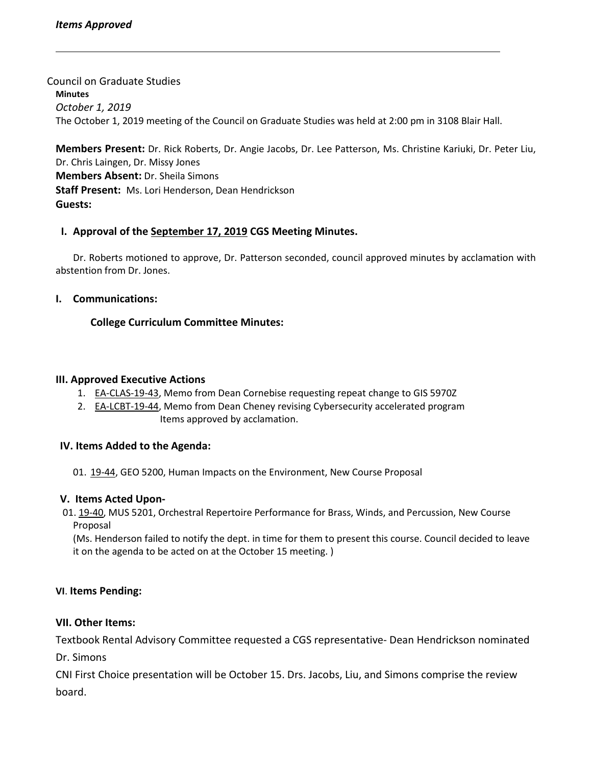*Items Approved*

---

Council on Graduate Studies

**Minutes**

*October 1, 2019*

The October 1, 2019 meeting of the Council on Graduate Studies was held at 2:00 pm in 3108 Blair Hall.

**Members Present:** Dr. Rick Roberts, Dr. Angie Jacobs, Dr. Lee Patterson, Ms. Christine Kariuki, Dr. Peter Liu, Dr. Chris Laingen, Dr. Missy Jones

**Members Absent:** Dr. Sheila Simons

**Staff Present:** Ms. Lori Henderson, Dean Hendrickson

**Guests:**

## I. Approval of the September 17, 2019 CGS Meeting Minutes.

Dr. Roberts motioned to approve, Dr. Patterson seconded, council approved minutes by acclamation with abstention from Dr. Jones.

## I. Communications:

**College Curriculum Committee Minutes:**

## III. Approved Executive Actions

1. EA-CLAS-19-43, Memo from Dean Cornebise requesting repeat change to GIS 5970Z
2. EA-LCBT-19-44, Memo from Dean Cheney revising Cybersecurity accelerated program

   Items approved by acclamation.

## IV. Items Added to the Agenda:

01. 19-44, GEO 5200, Human Impacts on the Environment, New Course Proposal

## V. Items Acted Upon-

01. 19-40, MUS 5201, Orchestral Repertoire Performance for Brass, Winds, and Percussion, New Course Proposal

    (Ms. Henderson failed to notify the dept. in time for them to present this course. Council decided to leave it on the agenda to be acted on at the October 15 meeting. )

## VI. Items Pending:

## VII. Other Items:

Textbook Rental Advisory Committee requested a CGS representative- Dean Hendrickson nominated Dr. Simons

CNI First Choice presentation will be October 15. Drs. Jacobs, Liu, and Simons comprise the review board.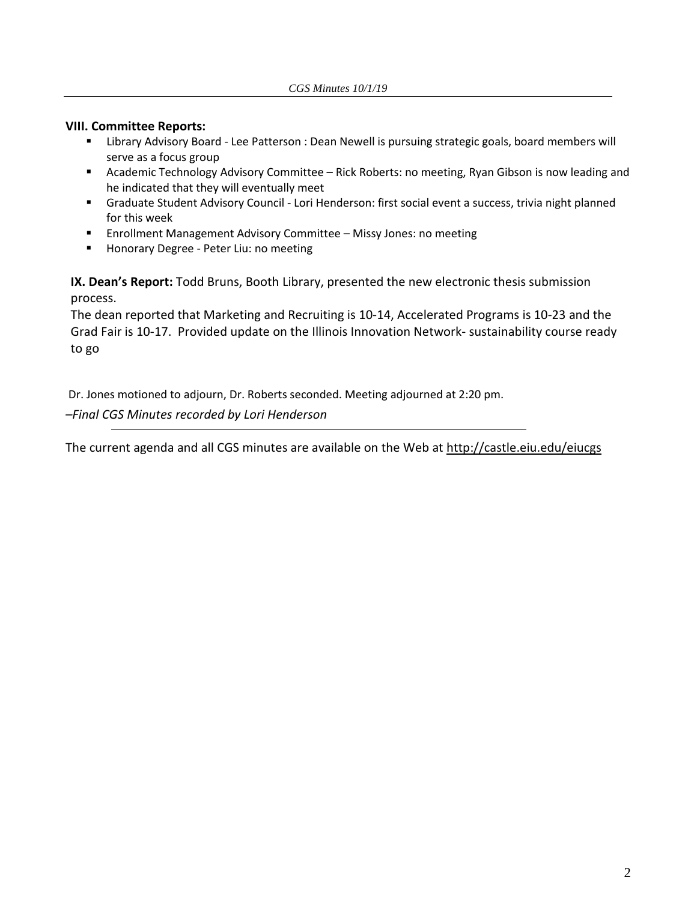**VIII. Committee Reports:**

- Library Advisory Board - Lee Patterson : Dean Newell is pursuing strategic goals, board members will serve as a focus group
- Academic Technology Advisory Committee – Rick Roberts: no meeting, Ryan Gibson is now leading and he indicated that they will eventually meet
- Graduate Student Advisory Council - Lori Henderson: first social event a success, trivia night planned for this week
- Enrollment Management Advisory Committee – Missy Jones: no meeting
- Honorary Degree - Peter Liu: no meeting

**IX. Dean's Report:** Todd Bruns, Booth Library, presented the new electronic thesis submission process.

The dean reported that Marketing and Recruiting is 10-14, Accelerated Programs is 10-23 and the Grad Fair is 10-17. Provided update on the Illinois Innovation Network- sustainability course ready to go

Dr. Jones motioned to adjourn, Dr. Roberts seconded. Meeting adjourned at 2:20 pm.

*–Final CGS Minutes recorded by Lori Henderson*

---

The current agenda and all CGS minutes are available on the Web at http://castle.eiu.edu/eiucgs